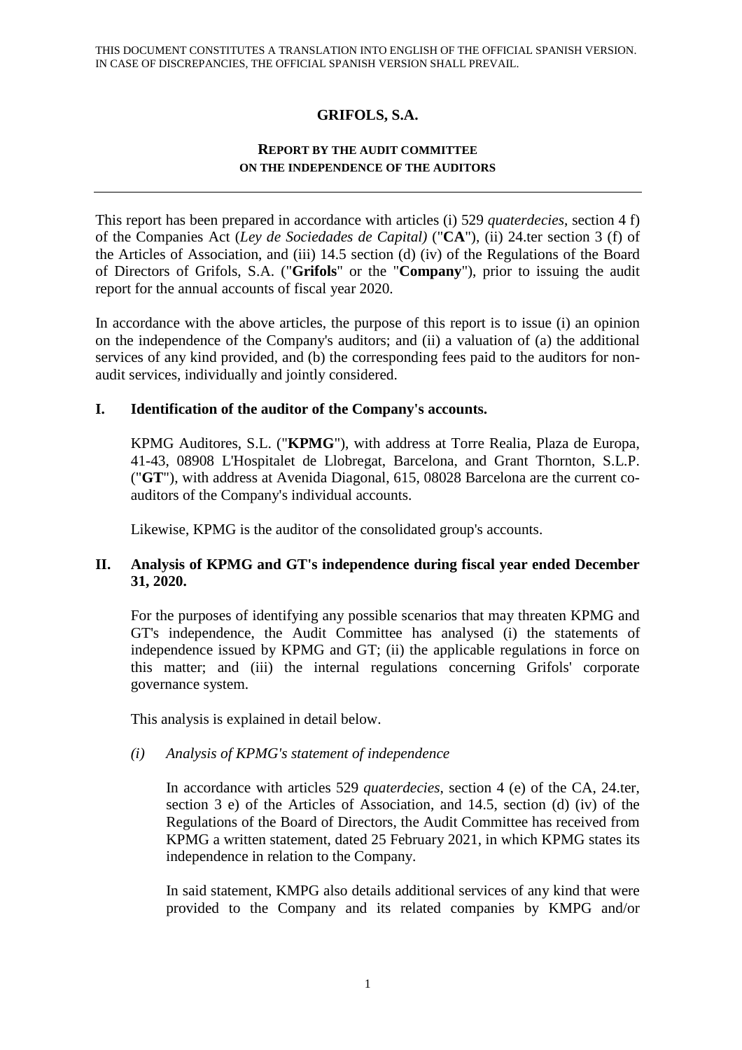THIS DOCUMENT CONSTITUTES A TRANSLATION INTO ENGLISH OF THE OFFICIAL SPANISH VERSION. IN CASE OF DISCREPANCIES, THE OFFICIAL SPANISH VERSION SHALL PREVAIL.

# GRIFOLS, S.A.

## REPORT BY THE AUDIT COMMITTEE ON THE INDEPENDENCE OF THE AUDITORS

---

This report has been prepared in accordance with articles (i) 529 *quaterdecies*, section 4 f) of the Companies Act (*Ley de Sociedades de Capital)* ("**CA**"), (ii) 24.ter section 3 (f) of the Articles of Association, and (iii) 14.5 section (d) (iv) of the Regulations of the Board of Directors of Grifols, S.A. ("**Grifols**" or the "**Company**"), prior to issuing the audit report for the annual accounts of fiscal year 2020.

In accordance with the above articles, the purpose of this report is to issue (i) an opinion on the independence of the Company's auditors; and (ii) a valuation of (a) the additional services of any kind provided, and (b) the corresponding fees paid to the auditors for non-audit services, individually and jointly considered.

### I. Identification of the auditor of the Company's accounts.

KPMG Auditores, S.L. ("**KPMG**"), with address at Torre Realia, Plaza de Europa, 41-43, 08908 L'Hospitalet de Llobregat, Barcelona, and Grant Thornton, S.L.P. ("**GT**"), with address at Avenida Diagonal, 615, 08028 Barcelona are the current co-auditors of the Company's individual accounts.

Likewise, KPMG is the auditor of the consolidated group's accounts.

### II. Analysis of KPMG and GT's independence during fiscal year ended December 31, 2020.

For the purposes of identifying any possible scenarios that may threaten KPMG and GT's independence, the Audit Committee has analysed (i) the statements of independence issued by KPMG and GT; (ii) the applicable regulations in force on this matter; and (iii) the internal regulations concerning Grifols' corporate governance system.

This analysis is explained in detail below.

*(i) Analysis of KPMG's statement of independence*

In accordance with articles 529 *quaterdecies*, section 4 (e) of the CA, 24.ter, section 3 e) of the Articles of Association, and 14.5, section (d) (iv) of the Regulations of the Board of Directors, the Audit Committee has received from KPMG a written statement, dated 25 February 2021, in which KPMG states its independence in relation to the Company.

In said statement, KMPG also details additional services of any kind that were provided to the Company and its related companies by KPMG and/or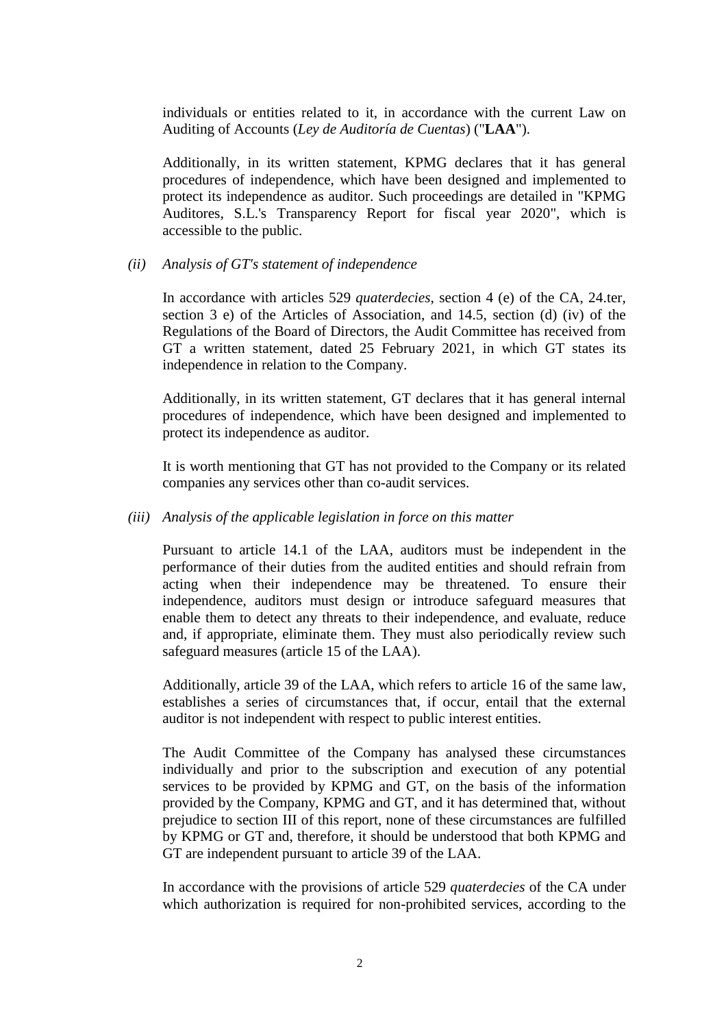individuals or entities related to it, in accordance with the current Law on Auditing of Accounts (*Ley de Auditoría de Cuentas*) ("**LAA**").

Additionally, in its written statement, KPMG declares that it has general procedures of independence, which have been designed and implemented to protect its independence as auditor. Such proceedings are detailed in "KPMG Auditores, S.L.'s Transparency Report for fiscal year 2020", which is accessible to the public.

*(ii) Analysis of GT's statement of independence*

In accordance with articles 529 *quaterdecies*, section 4 (e) of the CA, 24.ter, section 3 e) of the Articles of Association, and 14.5, section (d) (iv) of the Regulations of the Board of Directors, the Audit Committee has received from GT a written statement, dated 25 February 2021, in which GT states its independence in relation to the Company.

Additionally, in its written statement, GT declares that it has general internal procedures of independence, which have been designed and implemented to protect its independence as auditor.

It is worth mentioning that GT has not provided to the Company or its related companies any services other than co-audit services.

*(iii) Analysis of the applicable legislation in force on this matter*

Pursuant to article 14.1 of the LAA, auditors must be independent in the performance of their duties from the audited entities and should refrain from acting when their independence may be threatened. To ensure their independence, auditors must design or introduce safeguard measures that enable them to detect any threats to their independence, and evaluate, reduce and, if appropriate, eliminate them. They must also periodically review such safeguard measures (article 15 of the LAA).

Additionally, article 39 of the LAA, which refers to article 16 of the same law, establishes a series of circumstances that, if occur, entail that the external auditor is not independent with respect to public interest entities.

The Audit Committee of the Company has analysed these circumstances individually and prior to the subscription and execution of any potential services to be provided by KPMG and GT, on the basis of the information provided by the Company, KPMG and GT, and it has determined that, without prejudice to section III of this report, none of these circumstances are fulfilled by KPMG or GT and, therefore, it should be understood that both KPMG and GT are independent pursuant to article 39 of the LAA.

In accordance with the provisions of article 529 *quaterdecies* of the CA under which authorization is required for non-prohibited services, according to the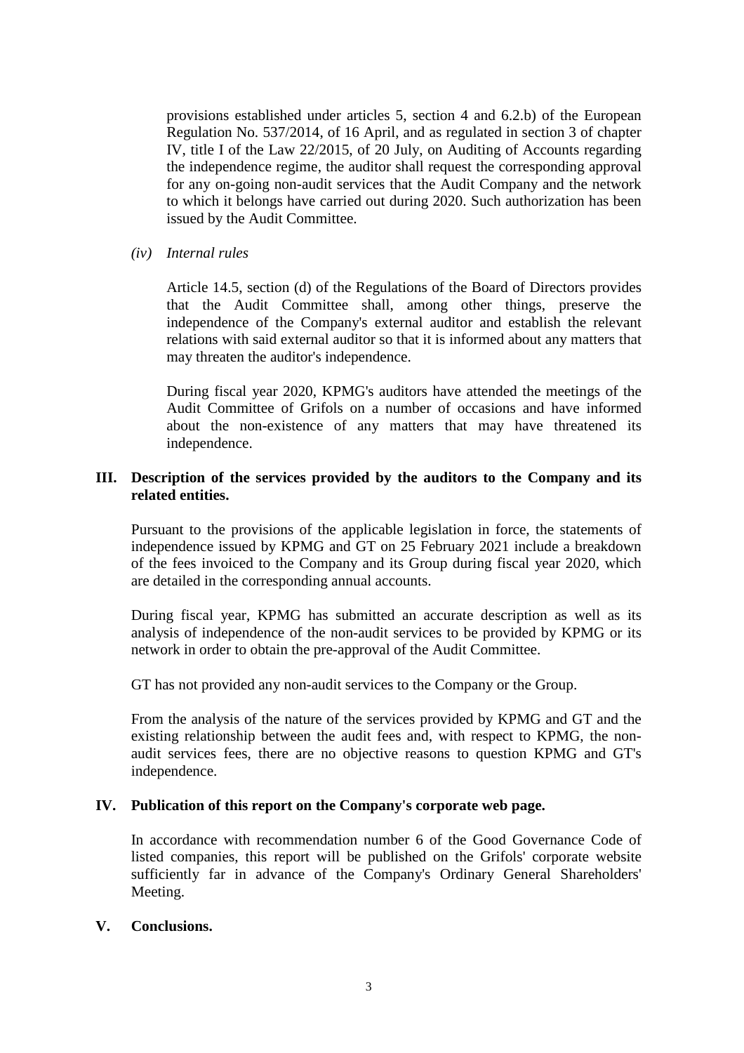provisions established under articles 5, section 4 and 6.2.b) of the European Regulation No. 537/2014, of 16 April, and as regulated in section 3 of chapter IV, title I of the Law 22/2015, of 20 July, on Auditing of Accounts regarding the independence regime, the auditor shall request the corresponding approval for any on-going non-audit services that the Audit Company and the network to which it belongs have carried out during 2020. Such authorization has been issued by the Audit Committee.

*(iv) Internal rules*

Article 14.5, section (d) of the Regulations of the Board of Directors provides that the Audit Committee shall, among other things, preserve the independence of the Company's external auditor and establish the relevant relations with said external auditor so that it is informed about any matters that may threaten the auditor's independence.

During fiscal year 2020, KPMG's auditors have attended the meetings of the Audit Committee of Grifols on a number of occasions and have informed about the non-existence of any matters that may have threatened its independence.

## III. Description of the services provided by the auditors to the Company and its related entities.

Pursuant to the provisions of the applicable legislation in force, the statements of independence issued by KPMG and GT on 25 February 2021 include a breakdown of the fees invoiced to the Company and its Group during fiscal year 2020, which are detailed in the corresponding annual accounts.

During fiscal year, KPMG has submitted an accurate description as well as its analysis of independence of the non-audit services to be provided by KPMG or its network in order to obtain the pre-approval of the Audit Committee.

GT has not provided any non-audit services to the Company or the Group.

From the analysis of the nature of the services provided by KPMG and GT and the existing relationship between the audit fees and, with respect to KPMG, the non-audit services fees, there are no objective reasons to question KPMG and GT's independence.

## IV. Publication of this report on the Company's corporate web page.

In accordance with recommendation number 6 of the Good Governance Code of listed companies, this report will be published on the Grifols' corporate website sufficiently far in advance of the Company's Ordinary General Shareholders' Meeting.

## V. Conclusions.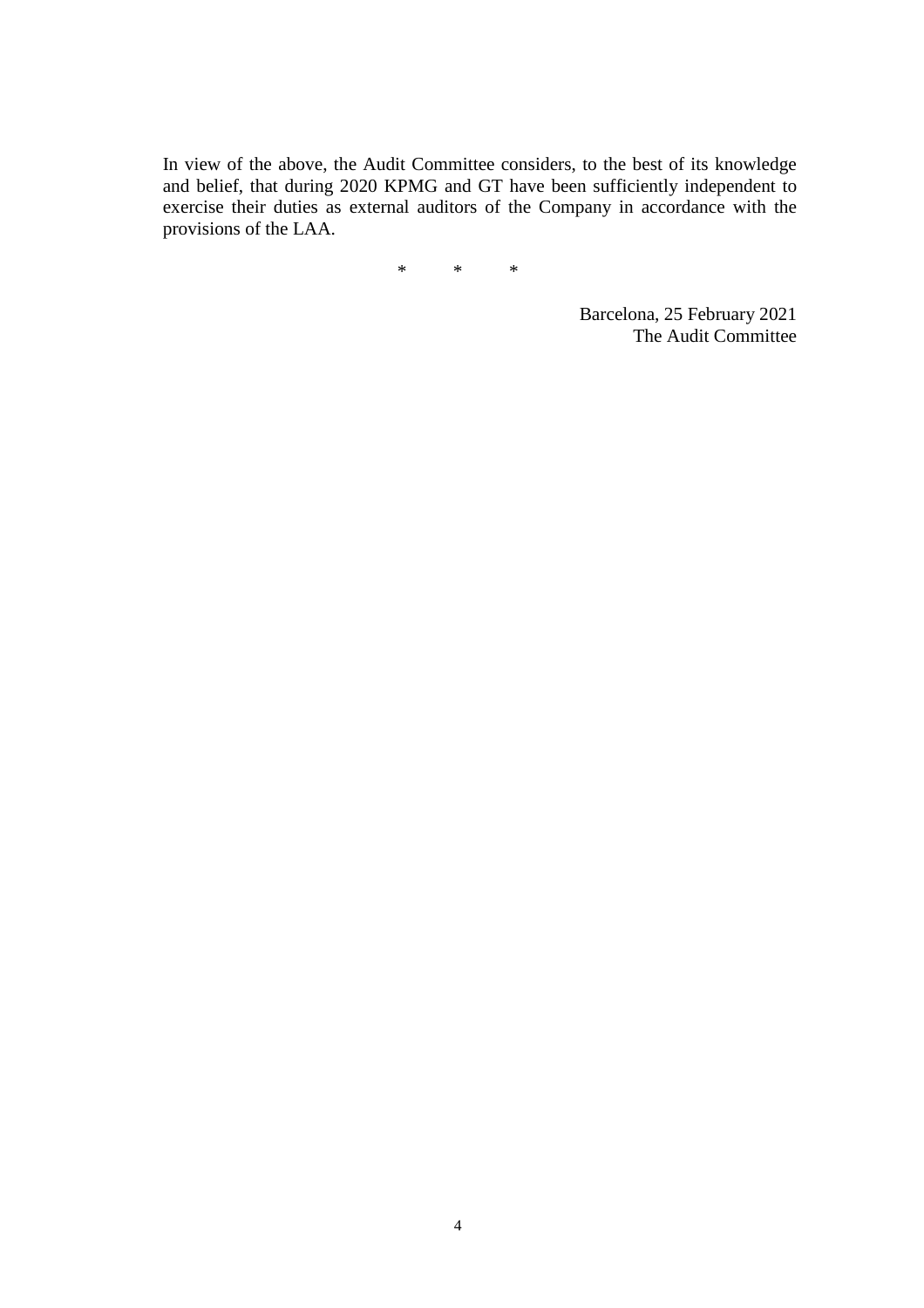In view of the above, the Audit Committee considers, to the best of its knowledge and belief, that during 2020 KPMG and GT have been sufficiently independent to exercise their duties as external auditors of the Company in accordance with the provisions of the LAA.

\*     \*     \*

Barcelona, 25 February 2021
The Audit Committee